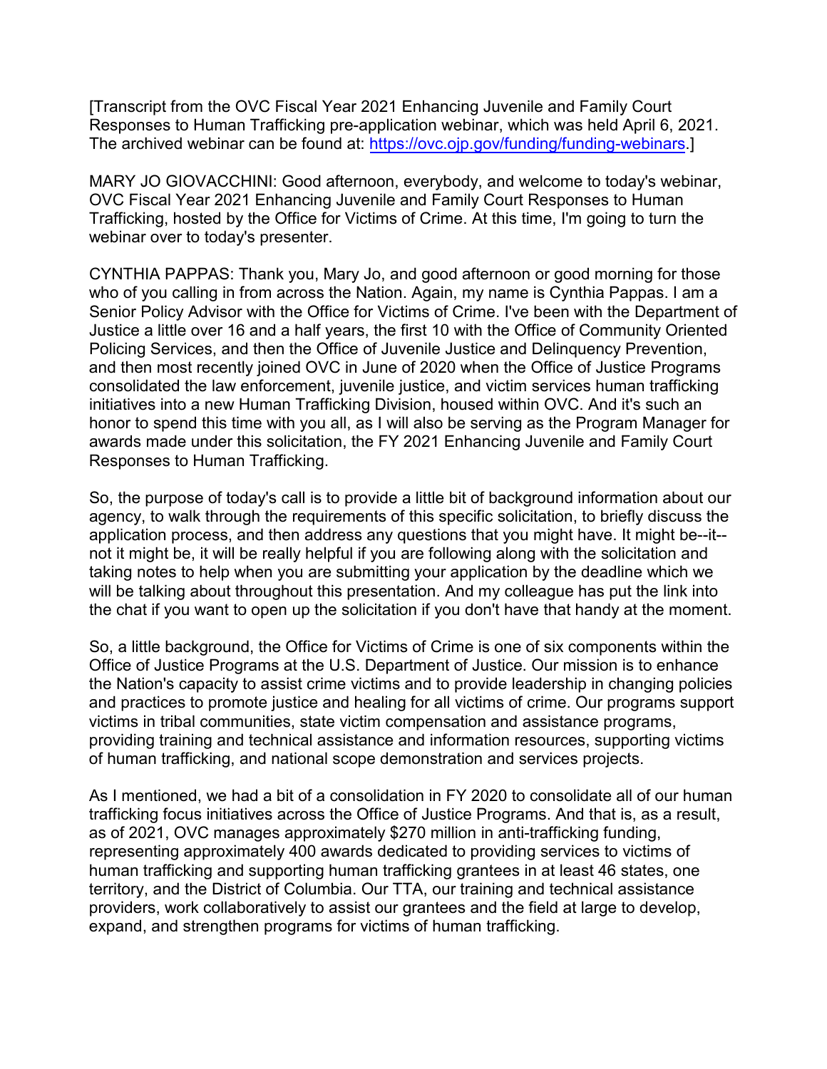[Transcript from the OVC Fiscal Year 2021 Enhancing Juvenile and Family Court Responses to Human Trafficking pre-application webinar, which was held April 6, 2021. The archived webinar can be found at: https://ovc.ojp.gov/funding/funding-webinars.]

MARY JO GIOVACCHINI: Good afternoon, everybody, and welcome to today's webinar, OVC Fiscal Year 2021 Enhancing Juvenile and Family Court Responses to Human Trafficking, hosted by the Office for Victims of Crime. At this time, I'm going to turn the webinar over to today's presenter.

CYNTHIA PAPPAS: Thank you, Mary Jo, and good afternoon or good morning for those who of you calling in from across the Nation. Again, my name is Cynthia Pappas. I am a Senior Policy Advisor with the Office for Victims of Crime. I've been with the Department of Justice a little over 16 and a half years, the first 10 with the Office of Community Oriented Policing Services, and then the Office of Juvenile Justice and Delinquency Prevention, and then most recently joined OVC in June of 2020 when the Office of Justice Programs consolidated the law enforcement, juvenile justice, and victim services human trafficking initiatives into a new Human Trafficking Division, housed within OVC. And it's such an honor to spend this time with you all, as I will also be serving as the Program Manager for awards made under this solicitation, the FY 2021 Enhancing Juvenile and Family Court Responses to Human Trafficking.

So, the purpose of today's call is to provide a little bit of background information about our agency, to walk through the requirements of this specific solicitation, to briefly discuss the application process, and then address any questions that you might have. It might be--it--not it might be, it will be really helpful if you are following along with the solicitation and taking notes to help when you are submitting your application by the deadline which we will be talking about throughout this presentation. And my colleague has put the link into the chat if you want to open up the solicitation if you don't have that handy at the moment.

So, a little background, the Office for Victims of Crime is one of six components within the Office of Justice Programs at the U.S. Department of Justice. Our mission is to enhance the Nation's capacity to assist crime victims and to provide leadership in changing policies and practices to promote justice and healing for all victims of crime. Our programs support victims in tribal communities, state victim compensation and assistance programs, providing training and technical assistance and information resources, supporting victims of human trafficking, and national scope demonstration and services projects.

As I mentioned, we had a bit of a consolidation in FY 2020 to consolidate all of our human trafficking focus initiatives across the Office of Justice Programs. And that is, as a result, as of 2021, OVC manages approximately $270 million in anti-trafficking funding, representing approximately 400 awards dedicated to providing services to victims of human trafficking and supporting human trafficking grantees in at least 46 states, one territory, and the District of Columbia. Our TTA, our training and technical assistance providers, work collaboratively to assist our grantees and the field at large to develop, expand, and strengthen programs for victims of human trafficking.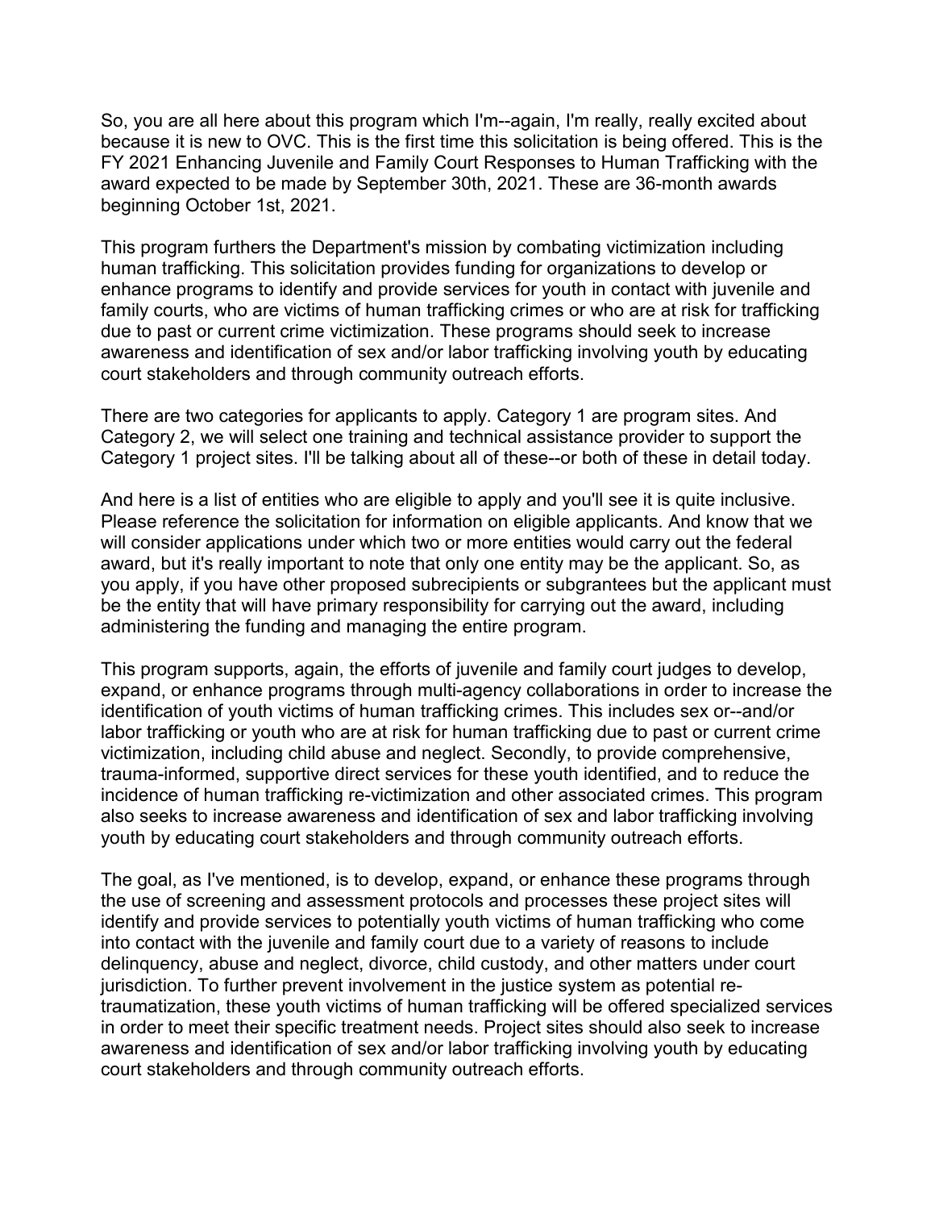So, you are all here about this program which I'm--again, I'm really, really excited about because it is new to OVC. This is the first time this solicitation is being offered. This is the FY 2021 Enhancing Juvenile and Family Court Responses to Human Trafficking with the award expected to be made by September 30th, 2021. These are 36-month awards beginning October 1st, 2021.

This program furthers the Department's mission by combating victimization including human trafficking. This solicitation provides funding for organizations to develop or enhance programs to identify and provide services for youth in contact with juvenile and family courts, who are victims of human trafficking crimes or who are at risk for trafficking due to past or current crime victimization. These programs should seek to increase awareness and identification of sex and/or labor trafficking involving youth by educating court stakeholders and through community outreach efforts.

There are two categories for applicants to apply. Category 1 are program sites. And Category 2, we will select one training and technical assistance provider to support the Category 1 project sites. I'll be talking about all of these--or both of these in detail today.

And here is a list of entities who are eligible to apply and you'll see it is quite inclusive. Please reference the solicitation for information on eligible applicants. And know that we will consider applications under which two or more entities would carry out the federal award, but it's really important to note that only one entity may be the applicant. So, as you apply, if you have other proposed subrecipients or subgrantees but the applicant must be the entity that will have primary responsibility for carrying out the award, including administering the funding and managing the entire program.

This program supports, again, the efforts of juvenile and family court judges to develop, expand, or enhance programs through multi-agency collaborations in order to increase the identification of youth victims of human trafficking crimes. This includes sex or--and/or labor trafficking or youth who are at risk for human trafficking due to past or current crime victimization, including child abuse and neglect. Secondly, to provide comprehensive, trauma-informed, supportive direct services for these youth identified, and to reduce the incidence of human trafficking re-victimization and other associated crimes. This program also seeks to increase awareness and identification of sex and labor trafficking involving youth by educating court stakeholders and through community outreach efforts.

The goal, as I've mentioned, is to develop, expand, or enhance these programs through the use of screening and assessment protocols and processes these project sites will identify and provide services to potentially youth victims of human trafficking who come into contact with the juvenile and family court due to a variety of reasons to include delinquency, abuse and neglect, divorce, child custody, and other matters under court jurisdiction. To further prevent involvement in the justice system as potential re-traumatization, these youth victims of human trafficking will be offered specialized services in order to meet their specific treatment needs. Project sites should also seek to increase awareness and identification of sex and/or labor trafficking involving youth by educating court stakeholders and through community outreach efforts.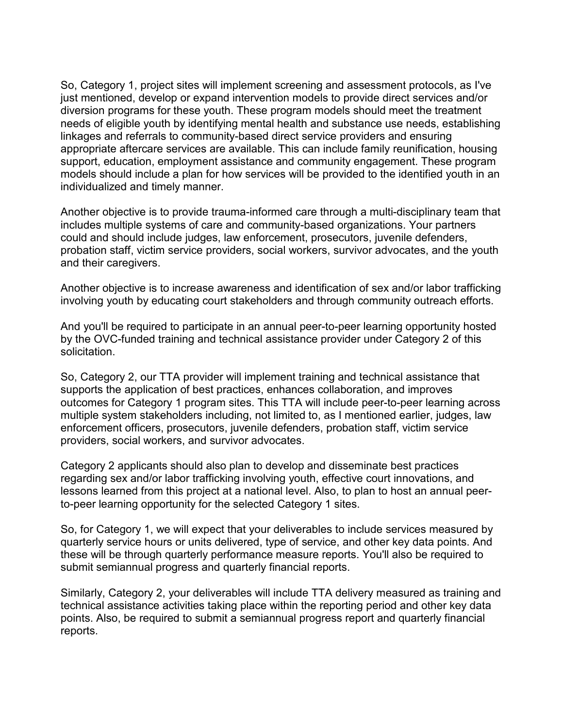So, Category 1, project sites will implement screening and assessment protocols, as I've just mentioned, develop or expand intervention models to provide direct services and/or diversion programs for these youth. These program models should meet the treatment needs of eligible youth by identifying mental health and substance use needs, establishing linkages and referrals to community-based direct service providers and ensuring appropriate aftercare services are available. This can include family reunification, housing support, education, employment assistance and community engagement. These program models should include a plan for how services will be provided to the identified youth in an individualized and timely manner.

Another objective is to provide trauma-informed care through a multi-disciplinary team that includes multiple systems of care and community-based organizations. Your partners could and should include judges, law enforcement, prosecutors, juvenile defenders, probation staff, victim service providers, social workers, survivor advocates, and the youth and their caregivers.

Another objective is to increase awareness and identification of sex and/or labor trafficking involving youth by educating court stakeholders and through community outreach efforts.

And you'll be required to participate in an annual peer-to-peer learning opportunity hosted by the OVC-funded training and technical assistance provider under Category 2 of this solicitation.

So, Category 2, our TTA provider will implement training and technical assistance that supports the application of best practices, enhances collaboration, and improves outcomes for Category 1 program sites. This TTA will include peer-to-peer learning across multiple system stakeholders including, not limited to, as I mentioned earlier, judges, law enforcement officers, prosecutors, juvenile defenders, probation staff, victim service providers, social workers, and survivor advocates.

Category 2 applicants should also plan to develop and disseminate best practices regarding sex and/or labor trafficking involving youth, effective court innovations, and lessons learned from this project at a national level. Also, to plan to host an annual peer-to-peer learning opportunity for the selected Category 1 sites.

So, for Category 1, we will expect that your deliverables to include services measured by quarterly service hours or units delivered, type of service, and other key data points. And these will be through quarterly performance measure reports. You'll also be required to submit semiannual progress and quarterly financial reports.

Similarly, Category 2, your deliverables will include TTA delivery measured as training and technical assistance activities taking place within the reporting period and other key data points. Also, be required to submit a semiannual progress report and quarterly financial reports.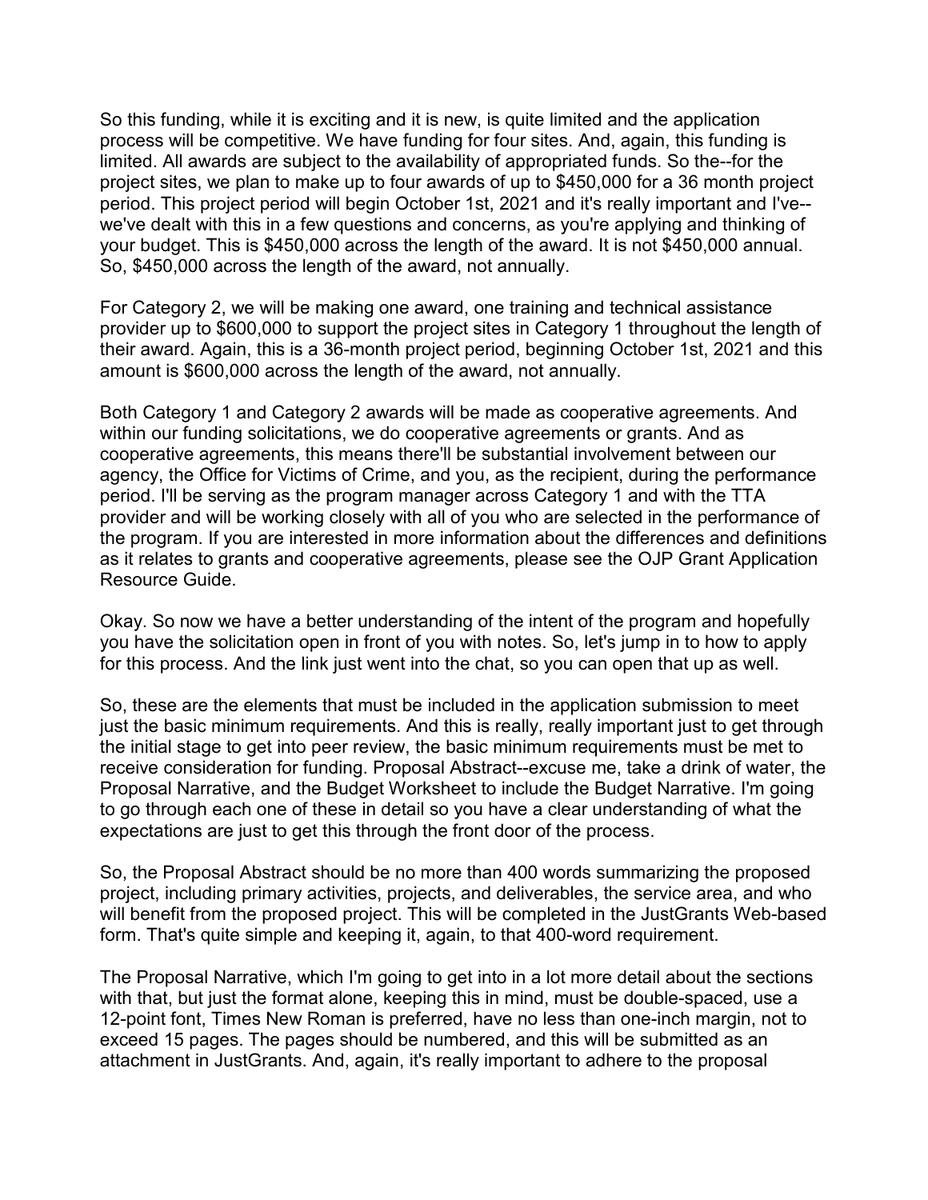So this funding, while it is exciting and it is new, is quite limited and the application process will be competitive. We have funding for four sites. And, again, this funding is limited. All awards are subject to the availability of appropriated funds. So the--for the project sites, we plan to make up to four awards of up to $450,000 for a 36 month project period. This project period will begin October 1st, 2021 and it's really important and I've--we've dealt with this in a few questions and concerns, as you're applying and thinking of your budget. This is $450,000 across the length of the award. It is not $450,000 annual. So, $450,000 across the length of the award, not annually.

For Category 2, we will be making one award, one training and technical assistance provider up to $600,000 to support the project sites in Category 1 throughout the length of their award. Again, this is a 36-month project period, beginning October 1st, 2021 and this amount is $600,000 across the length of the award, not annually.

Both Category 1 and Category 2 awards will be made as cooperative agreements. And within our funding solicitations, we do cooperative agreements or grants. And as cooperative agreements, this means there'll be substantial involvement between our agency, the Office for Victims of Crime, and you, as the recipient, during the performance period. I'll be serving as the program manager across Category 1 and with the TTA provider and will be working closely with all of you who are selected in the performance of the program. If you are interested in more information about the differences and definitions as it relates to grants and cooperative agreements, please see the OJP Grant Application Resource Guide.

Okay. So now we have a better understanding of the intent of the program and hopefully you have the solicitation open in front of you with notes. So, let's jump in to how to apply for this process. And the link just went into the chat, so you can open that up as well.

So, these are the elements that must be included in the application submission to meet just the basic minimum requirements. And this is really, really important just to get through the initial stage to get into peer review, the basic minimum requirements must be met to receive consideration for funding. Proposal Abstract--excuse me, take a drink of water, the Proposal Narrative, and the Budget Worksheet to include the Budget Narrative. I'm going to go through each one of these in detail so you have a clear understanding of what the expectations are just to get this through the front door of the process.

So, the Proposal Abstract should be no more than 400 words summarizing the proposed project, including primary activities, projects, and deliverables, the service area, and who will benefit from the proposed project. This will be completed in the JustGrants Web-based form. That's quite simple and keeping it, again, to that 400-word requirement.

The Proposal Narrative, which I'm going to get into in a lot more detail about the sections with that, but just the format alone, keeping this in mind, must be double-spaced, use a 12-point font, Times New Roman is preferred, have no less than one-inch margin, not to exceed 15 pages. The pages should be numbered, and this will be submitted as an attachment in JustGrants. And, again, it's really important to adhere to the proposal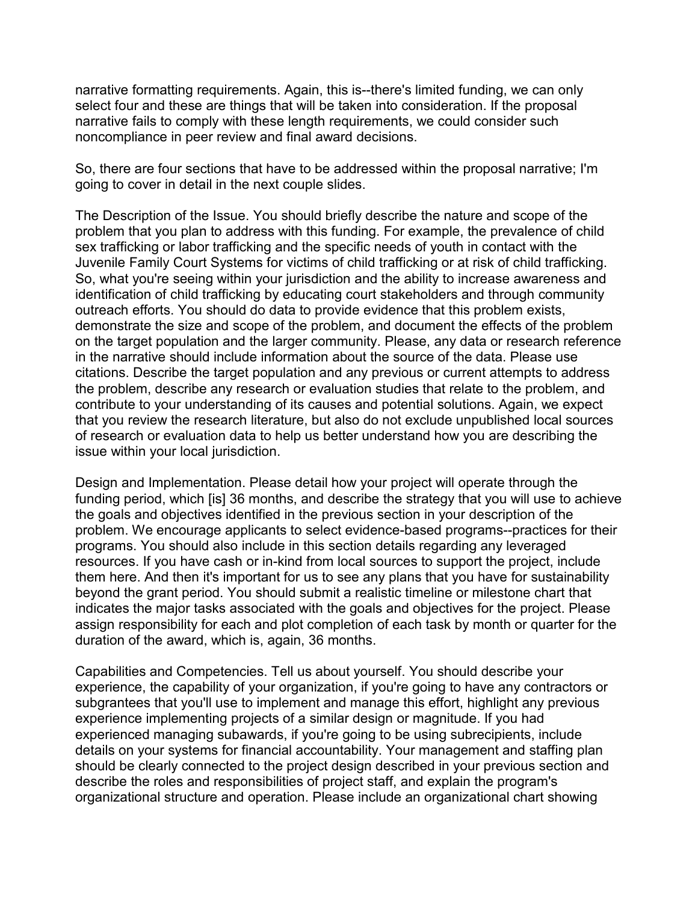narrative formatting requirements. Again, this is--there's limited funding, we can only select four and these are things that will be taken into consideration. If the proposal narrative fails to comply with these length requirements, we could consider such noncompliance in peer review and final award decisions.

So, there are four sections that have to be addressed within the proposal narrative; I'm going to cover in detail in the next couple slides.

The Description of the Issue. You should briefly describe the nature and scope of the problem that you plan to address with this funding. For example, the prevalence of child sex trafficking or labor trafficking and the specific needs of youth in contact with the Juvenile Family Court Systems for victims of child trafficking or at risk of child trafficking. So, what you're seeing within your jurisdiction and the ability to increase awareness and identification of child trafficking by educating court stakeholders and through community outreach efforts. You should do data to provide evidence that this problem exists, demonstrate the size and scope of the problem, and document the effects of the problem on the target population and the larger community. Please, any data or research reference in the narrative should include information about the source of the data. Please use citations. Describe the target population and any previous or current attempts to address the problem, describe any research or evaluation studies that relate to the problem, and contribute to your understanding of its causes and potential solutions. Again, we expect that you review the research literature, but also do not exclude unpublished local sources of research or evaluation data to help us better understand how you are describing the issue within your local jurisdiction.

Design and Implementation. Please detail how your project will operate through the funding period, which [is] 36 months, and describe the strategy that you will use to achieve the goals and objectives identified in the previous section in your description of the problem. We encourage applicants to select evidence-based programs--practices for their programs. You should also include in this section details regarding any leveraged resources. If you have cash or in-kind from local sources to support the project, include them here. And then it's important for us to see any plans that you have for sustainability beyond the grant period. You should submit a realistic timeline or milestone chart that indicates the major tasks associated with the goals and objectives for the project. Please assign responsibility for each and plot completion of each task by month or quarter for the duration of the award, which is, again, 36 months.

Capabilities and Competencies. Tell us about yourself. You should describe your experience, the capability of your organization, if you're going to have any contractors or subgrantees that you'll use to implement and manage this effort, highlight any previous experience implementing projects of a similar design or magnitude. If you had experienced managing subawards, if you're going to be using subrecipients, include details on your systems for financial accountability. Your management and staffing plan should be clearly connected to the project design described in your previous section and describe the roles and responsibilities of project staff, and explain the program's organizational structure and operation. Please include an organizational chart showing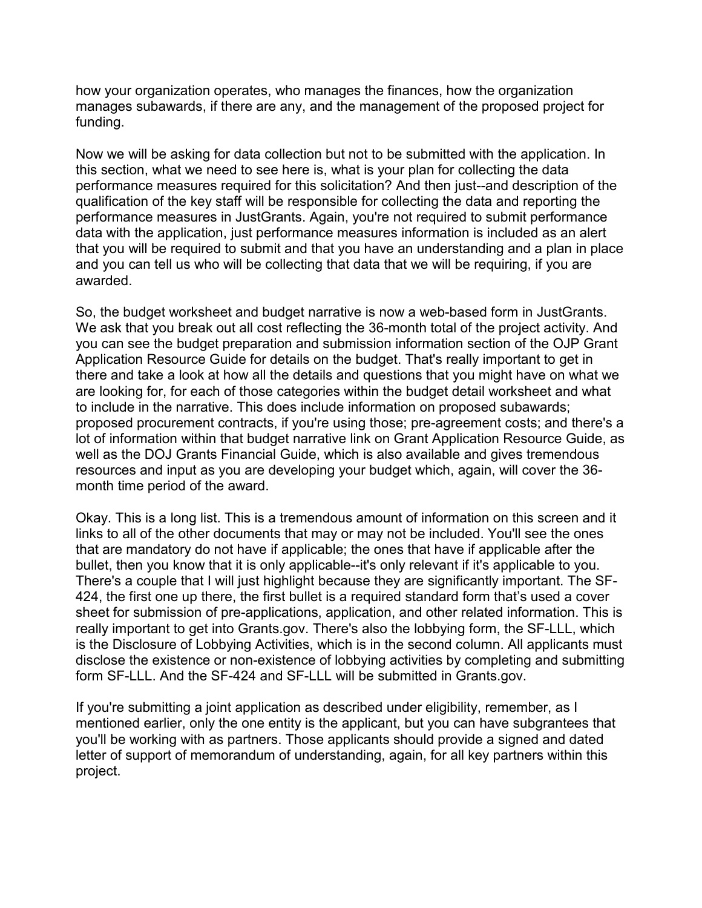how your organization operates, who manages the finances, how the organization manages subawards, if there are any, and the management of the proposed project for funding.

Now we will be asking for data collection but not to be submitted with the application. In this section, what we need to see here is, what is your plan for collecting the data performance measures required for this solicitation? And then just--and description of the qualification of the key staff will be responsible for collecting the data and reporting the performance measures in JustGrants. Again, you're not required to submit performance data with the application, just performance measures information is included as an alert that you will be required to submit and that you have an understanding and a plan in place and you can tell us who will be collecting that data that we will be requiring, if you are awarded.

So, the budget worksheet and budget narrative is now a web-based form in JustGrants. We ask that you break out all cost reflecting the 36-month total of the project activity. And you can see the budget preparation and submission information section of the OJP Grant Application Resource Guide for details on the budget. That's really important to get in there and take a look at how all the details and questions that you might have on what we are looking for, for each of those categories within the budget detail worksheet and what to include in the narrative. This does include information on proposed subawards; proposed procurement contracts, if you're using those; pre-agreement costs; and there's a lot of information within that budget narrative link on Grant Application Resource Guide, as well as the DOJ Grants Financial Guide, which is also available and gives tremendous resources and input as you are developing your budget which, again, will cover the 36-month time period of the award.

Okay. This is a long list. This is a tremendous amount of information on this screen and it links to all of the other documents that may or may not be included. You'll see the ones that are mandatory do not have if applicable; the ones that have if applicable after the bullet, then you know that it is only applicable--it's only relevant if it's applicable to you. There's a couple that I will just highlight because they are significantly important. The SF-424, the first one up there, the first bullet is a required standard form that's used a cover sheet for submission of pre-applications, application, and other related information. This is really important to get into Grants.gov. There's also the lobbying form, the SF-LLL, which is the Disclosure of Lobbying Activities, which is in the second column. All applicants must disclose the existence or non-existence of lobbying activities by completing and submitting form SF-LLL. And the SF-424 and SF-LLL will be submitted in Grants.gov.

If you're submitting a joint application as described under eligibility, remember, as I mentioned earlier, only the one entity is the applicant, but you can have subgrantees that you'll be working with as partners. Those applicants should provide a signed and dated letter of support of memorandum of understanding, again, for all key partners within this project.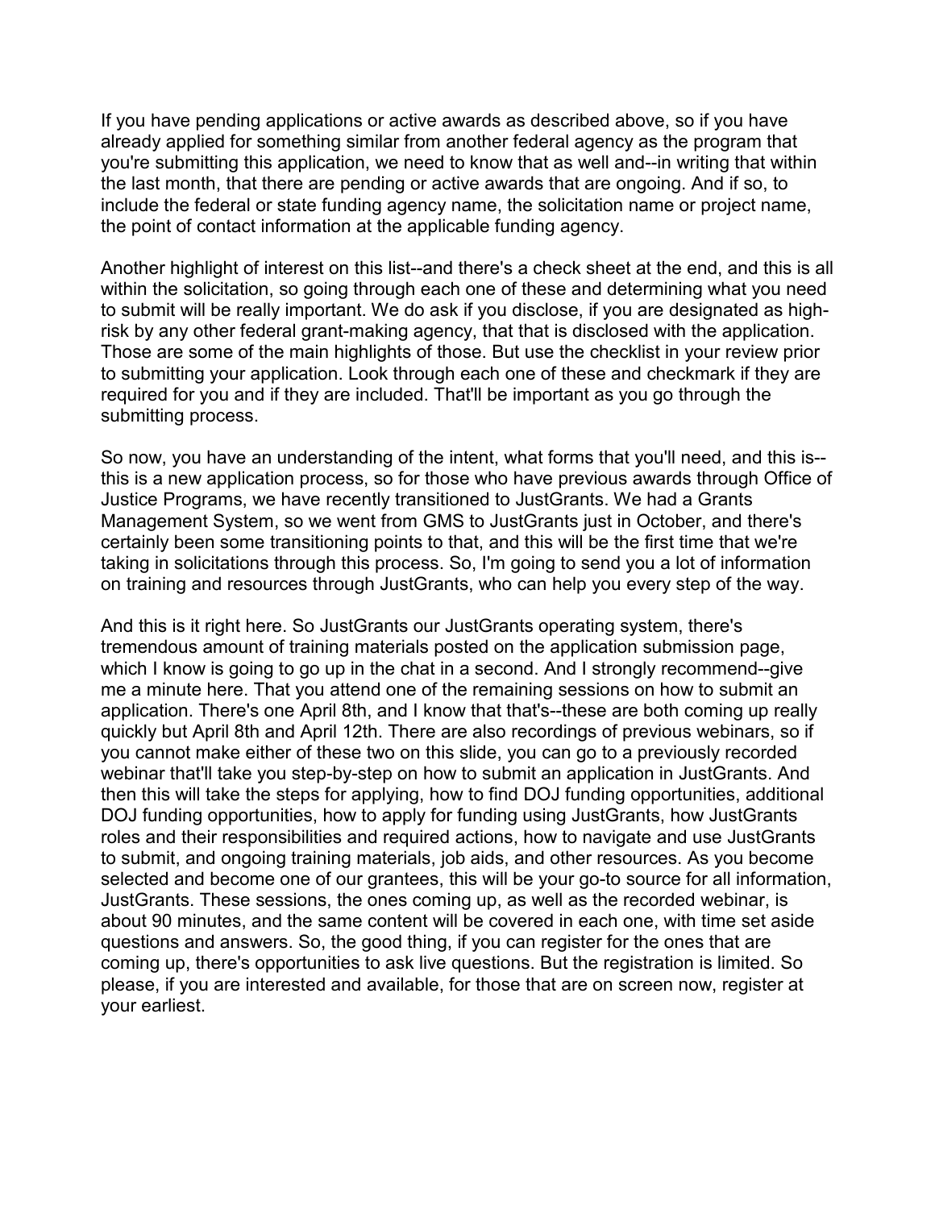If you have pending applications or active awards as described above, so if you have already applied for something similar from another federal agency as the program that you're submitting this application, we need to know that as well and--in writing that within the last month, that there are pending or active awards that are ongoing. And if so, to include the federal or state funding agency name, the solicitation name or project name, the point of contact information at the applicable funding agency.

Another highlight of interest on this list--and there's a check sheet at the end, and this is all within the solicitation, so going through each one of these and determining what you need to submit will be really important. We do ask if you disclose, if you are designated as high-risk by any other federal grant-making agency, that that is disclosed with the application. Those are some of the main highlights of those. But use the checklist in your review prior to submitting your application. Look through each one of these and checkmark if they are required for you and if they are included. That'll be important as you go through the submitting process.

So now, you have an understanding of the intent, what forms that you'll need, and this is--this is a new application process, so for those who have previous awards through Office of Justice Programs, we have recently transitioned to JustGrants. We had a Grants Management System, so we went from GMS to JustGrants just in October, and there's certainly been some transitioning points to that, and this will be the first time that we're taking in solicitations through this process. So, I'm going to send you a lot of information on training and resources through JustGrants, who can help you every step of the way.

And this is it right here. So JustGrants our JustGrants operating system, there's tremendous amount of training materials posted on the application submission page, which I know is going to go up in the chat in a second. And I strongly recommend--give me a minute here. That you attend one of the remaining sessions on how to submit an application. There's one April 8th, and I know that that's--these are both coming up really quickly but April 8th and April 12th. There are also recordings of previous webinars, so if you cannot make either of these two on this slide, you can go to a previously recorded webinar that'll take you step-by-step on how to submit an application in JustGrants. And then this will take the steps for applying, how to find DOJ funding opportunities, additional DOJ funding opportunities, how to apply for funding using JustGrants, how JustGrants roles and their responsibilities and required actions, how to navigate and use JustGrants to submit, and ongoing training materials, job aids, and other resources. As you become selected and become one of our grantees, this will be your go-to source for all information, JustGrants. These sessions, the ones coming up, as well as the recorded webinar, is about 90 minutes, and the same content will be covered in each one, with time set aside questions and answers. So, the good thing, if you can register for the ones that are coming up, there's opportunities to ask live questions. But the registration is limited. So please, if you are interested and available, for those that are on screen now, register at your earliest.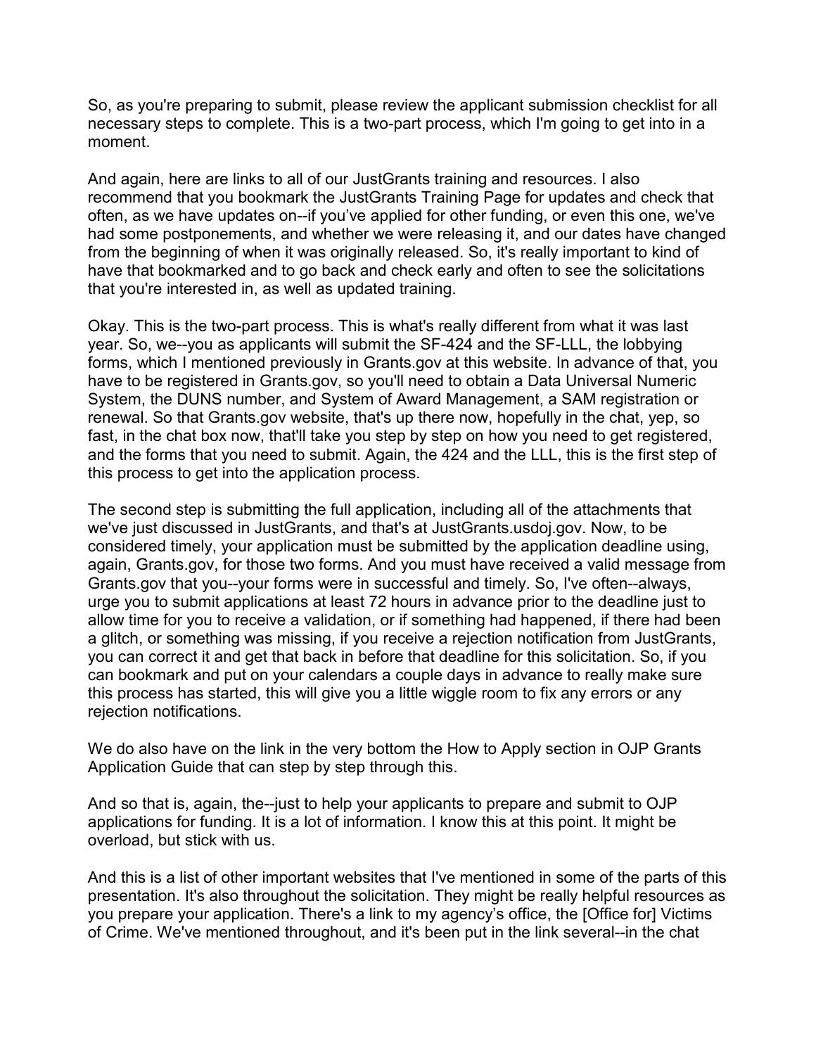So, as you're preparing to submit, please review the applicant submission checklist for all necessary steps to complete. This is a two-part process, which I'm going to get into in a moment.

And again, here are links to all of our JustGrants training and resources. I also recommend that you bookmark the JustGrants Training Page for updates and check that often, as we have updates on--if you've applied for other funding, or even this one, we've had some postponements, and whether we were releasing it, and our dates have changed from the beginning of when it was originally released. So, it's really important to kind of have that bookmarked and to go back and check early and often to see the solicitations that you're interested in, as well as updated training.

Okay. This is the two-part process. This is what's really different from what it was last year. So, we--you as applicants will submit the SF-424 and the SF-LLL, the lobbying forms, which I mentioned previously in Grants.gov at this website. In advance of that, you have to be registered in Grants.gov, so you'll need to obtain a Data Universal Numeric System, the DUNS number, and System of Award Management, a SAM registration or renewal. So that Grants.gov website, that's up there now, hopefully in the chat, yep, so fast, in the chat box now, that'll take you step by step on how you need to get registered, and the forms that you need to submit. Again, the 424 and the LLL, this is the first step of this process to get into the application process.

The second step is submitting the full application, including all of the attachments that we've just discussed in JustGrants, and that's at JustGrants.usdoj.gov. Now, to be considered timely, your application must be submitted by the application deadline using, again, Grants.gov, for those two forms. And you must have received a valid message from Grants.gov that you--your forms were in successful and timely. So, I've often--always, urge you to submit applications at least 72 hours in advance prior to the deadline just to allow time for you to receive a validation, or if something had happened, if there had been a glitch, or something was missing, if you receive a rejection notification from JustGrants, you can correct it and get that back in before that deadline for this solicitation. So, if you can bookmark and put on your calendars a couple days in advance to really make sure this process has started, this will give you a little wiggle room to fix any errors or any rejection notifications.

We do also have on the link in the very bottom the How to Apply section in OJP Grants Application Guide that can step by step through this.

And so that is, again, the--just to help your applicants to prepare and submit to OJP applications for funding. It is a lot of information. I know this at this point. It might be overload, but stick with us.

And this is a list of other important websites that I've mentioned in some of the parts of this presentation. It's also throughout the solicitation. They might be really helpful resources as you prepare your application. There's a link to my agency's office, the [Office for] Victims of Crime. We've mentioned throughout, and it's been put in the link several--in the chat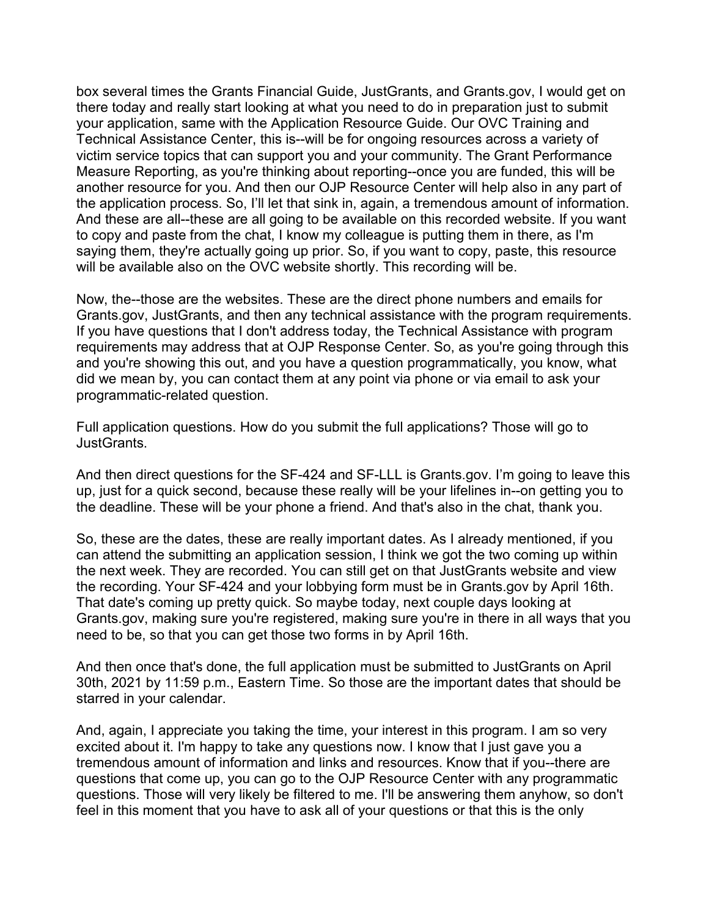box several times the Grants Financial Guide, JustGrants, and Grants.gov, I would get on there today and really start looking at what you need to do in preparation just to submit your application, same with the Application Resource Guide. Our OVC Training and Technical Assistance Center, this is--will be for ongoing resources across a variety of victim service topics that can support you and your community. The Grant Performance Measure Reporting, as you're thinking about reporting--once you are funded, this will be another resource for you. And then our OJP Resource Center will help also in any part of the application process. So, I'll let that sink in, again, a tremendous amount of information. And these are all--these are all going to be available on this recorded website. If you want to copy and paste from the chat, I know my colleague is putting them in there, as I'm saying them, they're actually going up prior. So, if you want to copy, paste, this resource will be available also on the OVC website shortly. This recording will be.

Now, the--those are the websites. These are the direct phone numbers and emails for Grants.gov, JustGrants, and then any technical assistance with the program requirements. If you have questions that I don't address today, the Technical Assistance with program requirements may address that at OJP Response Center. So, as you're going through this and you're showing this out, and you have a question programmatically, you know, what did we mean by, you can contact them at any point via phone or via email to ask your programmatic-related question.

Full application questions. How do you submit the full applications? Those will go to JustGrants.

And then direct questions for the SF-424 and SF-LLL is Grants.gov. I'm going to leave this up, just for a quick second, because these really will be your lifelines in--on getting you to the deadline. These will be your phone a friend. And that's also in the chat, thank you.

So, these are the dates, these are really important dates. As I already mentioned, if you can attend the submitting an application session, I think we got the two coming up within the next week. They are recorded. You can still get on that JustGrants website and view the recording. Your SF-424 and your lobbying form must be in Grants.gov by April 16th. That date's coming up pretty quick. So maybe today, next couple days looking at Grants.gov, making sure you're registered, making sure you're in there in all ways that you need to be, so that you can get those two forms in by April 16th.

And then once that's done, the full application must be submitted to JustGrants on April 30th, 2021 by 11:59 p.m., Eastern Time. So those are the important dates that should be starred in your calendar.

And, again, I appreciate you taking the time, your interest in this program. I am so very excited about it. I'm happy to take any questions now. I know that I just gave you a tremendous amount of information and links and resources. Know that if you--there are questions that come up, you can go to the OJP Resource Center with any programmatic questions. Those will very likely be filtered to me. I'll be answering them anyhow, so don't feel in this moment that you have to ask all of your questions or that this is the only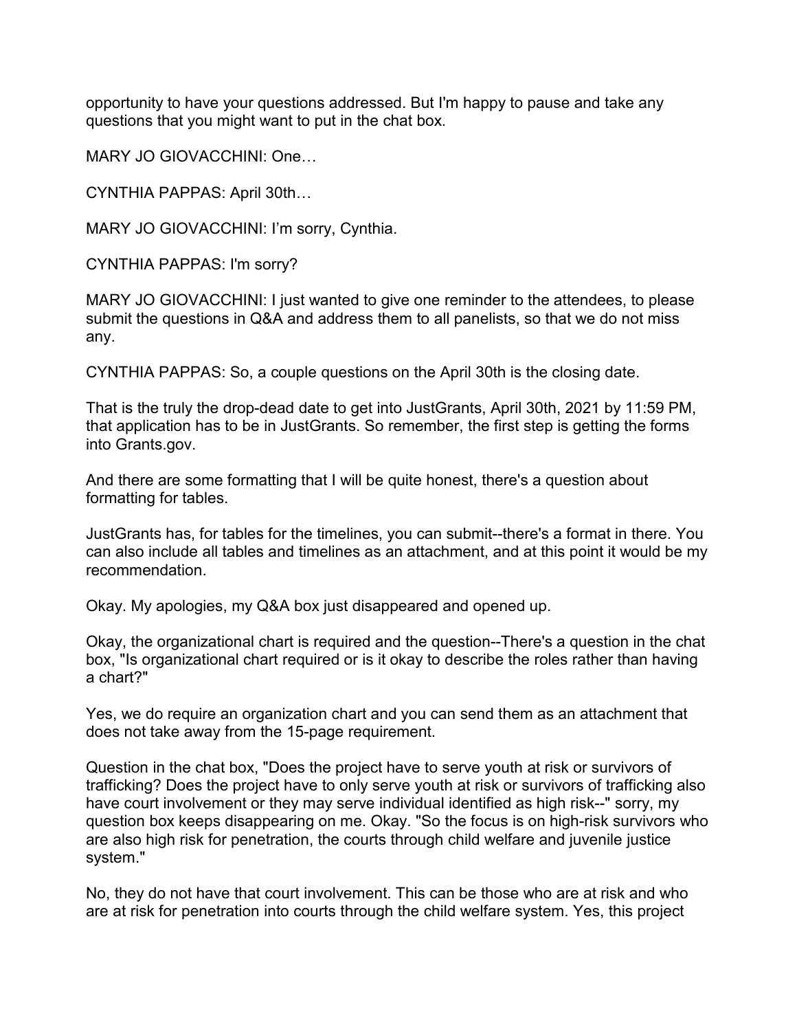opportunity to have your questions addressed. But I'm happy to pause and take any questions that you might want to put in the chat box.

MARY JO GIOVACCHINI: One…

CYNTHIA PAPPAS: April 30th…

MARY JO GIOVACCHINI: I'm sorry, Cynthia.

CYNTHIA PAPPAS: I'm sorry?

MARY JO GIOVACCHINI: I just wanted to give one reminder to the attendees, to please submit the questions in Q&A and address them to all panelists, so that we do not miss any.

CYNTHIA PAPPAS: So, a couple questions on the April 30th is the closing date.

That is the truly the drop-dead date to get into JustGrants, April 30th, 2021 by 11:59 PM, that application has to be in JustGrants. So remember, the first step is getting the forms into Grants.gov.

And there are some formatting that I will be quite honest, there's a question about formatting for tables.

JustGrants has, for tables for the timelines, you can submit--there's a format in there. You can also include all tables and timelines as an attachment, and at this point it would be my recommendation.

Okay. My apologies, my Q&A box just disappeared and opened up.

Okay, the organizational chart is required and the question--There's a question in the chat box, "Is organizational chart required or is it okay to describe the roles rather than having a chart?"

Yes, we do require an organization chart and you can send them as an attachment that does not take away from the 15-page requirement.

Question in the chat box, "Does the project have to serve youth at risk or survivors of trafficking? Does the project have to only serve youth at risk or survivors of trafficking also have court involvement or they may serve individual identified as high risk--" sorry, my question box keeps disappearing on me. Okay. "So the focus is on high-risk survivors who are also high risk for penetration, the courts through child welfare and juvenile justice system."

No, they do not have that court involvement. This can be those who are at risk and who are at risk for penetration into courts through the child welfare system. Yes, this project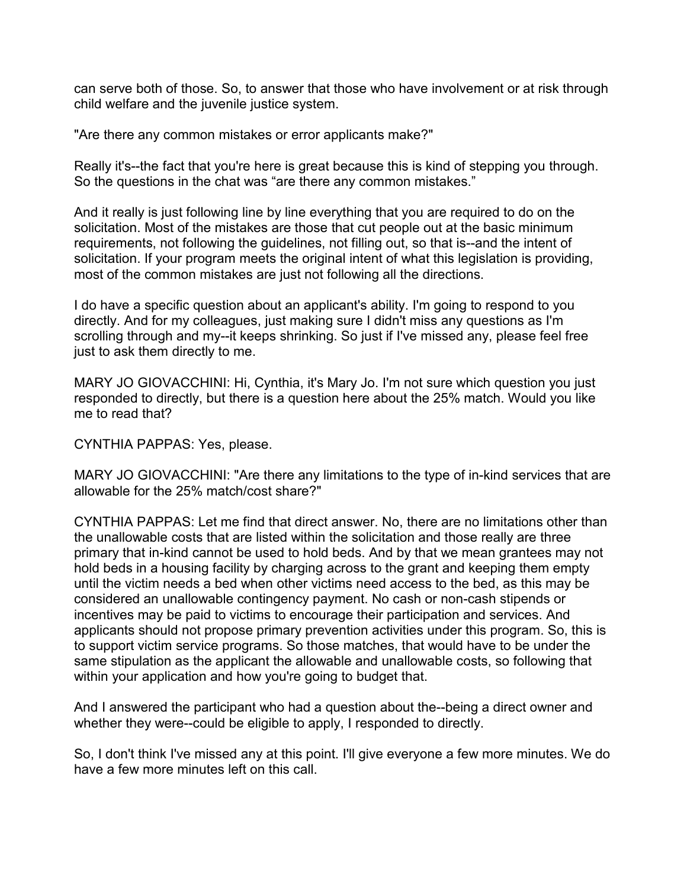can serve both of those. So, to answer that those who have involvement or at risk through child welfare and the juvenile justice system.

"Are there any common mistakes or error applicants make?"

Really it's--the fact that you're here is great because this is kind of stepping you through. So the questions in the chat was “are there any common mistakes.”

And it really is just following line by line everything that you are required to do on the solicitation. Most of the mistakes are those that cut people out at the basic minimum requirements, not following the guidelines, not filling out, so that is--and the intent of solicitation. If your program meets the original intent of what this legislation is providing, most of the common mistakes are just not following all the directions.

I do have a specific question about an applicant's ability. I'm going to respond to you directly. And for my colleagues, just making sure I didn't miss any questions as I'm scrolling through and my--it keeps shrinking. So just if I've missed any, please feel free just to ask them directly to me.

MARY JO GIOVACCHINI: Hi, Cynthia, it's Mary Jo. I'm not sure which question you just responded to directly, but there is a question here about the 25% match. Would you like me to read that?

CYNTHIA PAPPAS: Yes, please.

MARY JO GIOVACCHINI: "Are there any limitations to the type of in-kind services that are allowable for the 25% match/cost share?"

CYNTHIA PAPPAS: Let me find that direct answer. No, there are no limitations other than the unallowable costs that are listed within the solicitation and those really are three primary that in-kind cannot be used to hold beds. And by that we mean grantees may not hold beds in a housing facility by charging across to the grant and keeping them empty until the victim needs a bed when other victims need access to the bed, as this may be considered an unallowable contingency payment. No cash or non-cash stipends or incentives may be paid to victims to encourage their participation and services. And applicants should not propose primary prevention activities under this program. So, this is to support victim service programs. So those matches, that would have to be under the same stipulation as the applicant the allowable and unallowable costs, so following that within your application and how you're going to budget that.

And I answered the participant who had a question about the--being a direct owner and whether they were--could be eligible to apply, I responded to directly.

So, I don't think I've missed any at this point. I'll give everyone a few more minutes. We do have a few more minutes left on this call.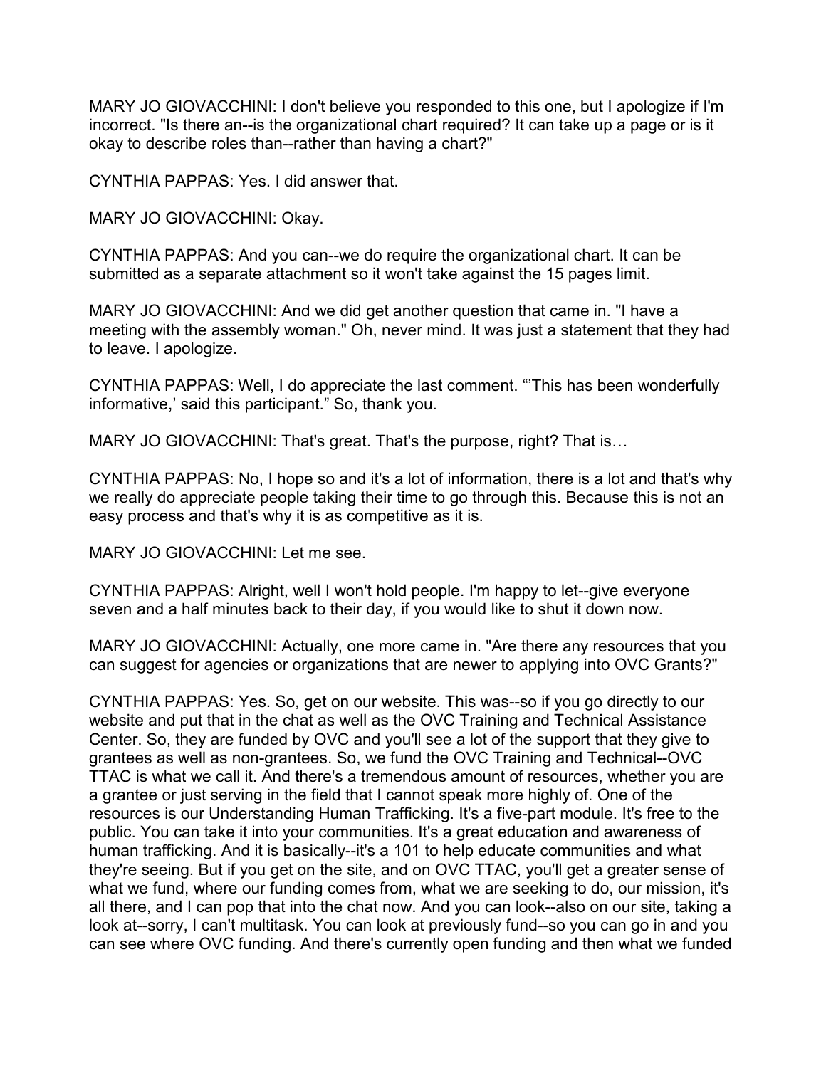MARY JO GIOVACCHINI: I don't believe you responded to this one, but I apologize if I'm incorrect. "Is there an--is the organizational chart required? It can take up a page or is it okay to describe roles than--rather than having a chart?"

CYNTHIA PAPPAS: Yes. I did answer that.

MARY JO GIOVACCHINI: Okay.

CYNTHIA PAPPAS: And you can--we do require the organizational chart. It can be submitted as a separate attachment so it won't take against the 15 pages limit.

MARY JO GIOVACCHINI: And we did get another question that came in. "I have a meeting with the assembly woman." Oh, never mind. It was just a statement that they had to leave. I apologize.

CYNTHIA PAPPAS: Well, I do appreciate the last comment. "'This has been wonderfully informative,' said this participant." So, thank you.

MARY JO GIOVACCHINI: That's great. That's the purpose, right? That is…

CYNTHIA PAPPAS: No, I hope so and it's a lot of information, there is a lot and that's why we really do appreciate people taking their time to go through this. Because this is not an easy process and that's why it is as competitive as it is.

MARY JO GIOVACCHINI: Let me see.

CYNTHIA PAPPAS: Alright, well I won't hold people. I'm happy to let--give everyone seven and a half minutes back to their day, if you would like to shut it down now.

MARY JO GIOVACCHINI: Actually, one more came in. "Are there any resources that you can suggest for agencies or organizations that are newer to applying into OVC Grants?"

CYNTHIA PAPPAS: Yes. So, get on our website. This was--so if you go directly to our website and put that in the chat as well as the OVC Training and Technical Assistance Center. So, they are funded by OVC and you'll see a lot of the support that they give to grantees as well as non-grantees. So, we fund the OVC Training and Technical--OVC TTAC is what we call it. And there's a tremendous amount of resources, whether you are a grantee or just serving in the field that I cannot speak more highly of. One of the resources is our Understanding Human Trafficking. It's a five-part module. It's free to the public. You can take it into your communities. It's a great education and awareness of human trafficking. And it is basically--it's a 101 to help educate communities and what they're seeing. But if you get on the site, and on OVC TTAC, you'll get a greater sense of what we fund, where our funding comes from, what we are seeking to do, our mission, it's all there, and I can pop that into the chat now. And you can look--also on our site, taking a look at--sorry, I can't multitask. You can look at previously fund--so you can go in and you can see where OVC funding. And there's currently open funding and then what we funded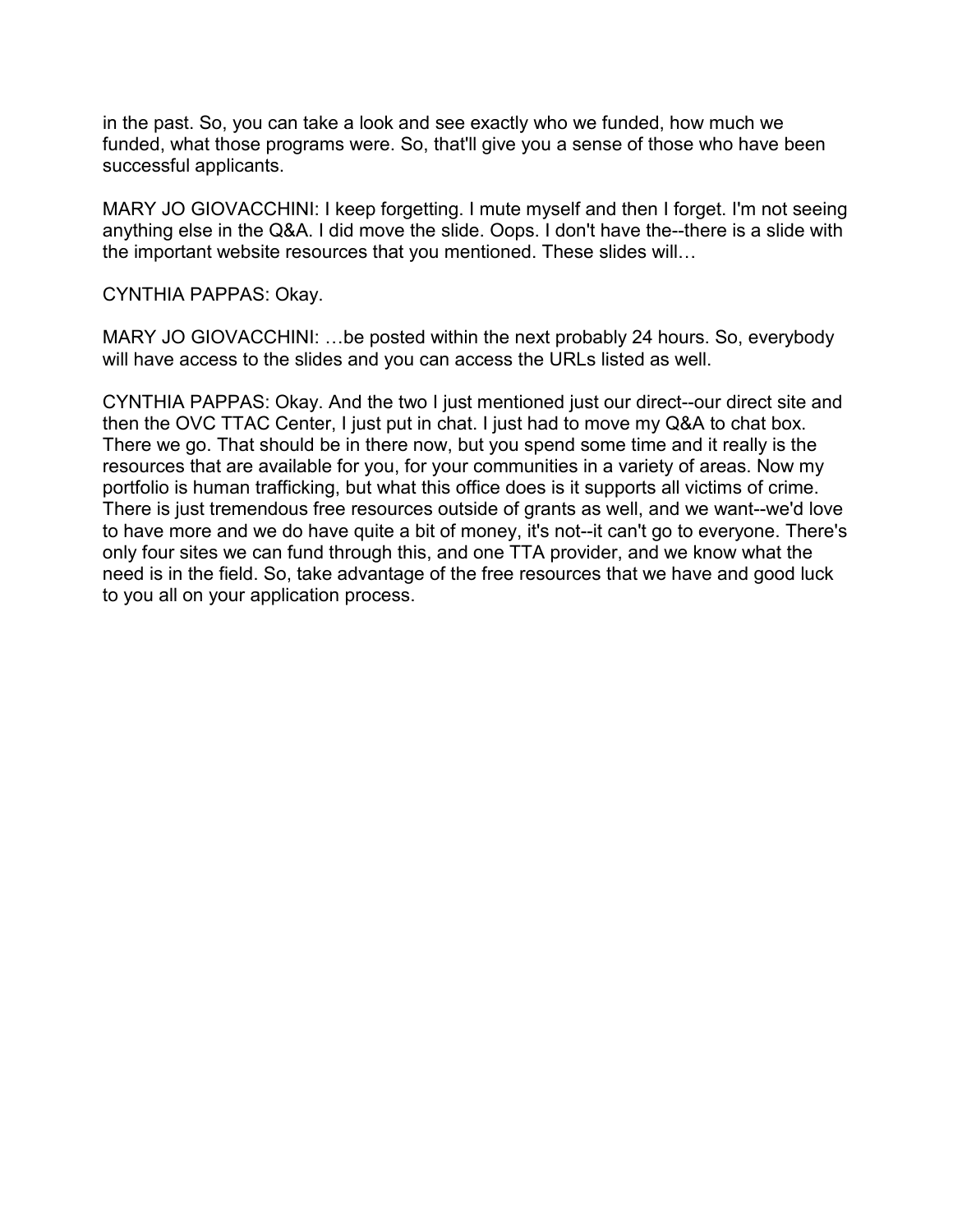in the past. So, you can take a look and see exactly who we funded, how much we funded, what those programs were. So, that'll give you a sense of those who have been successful applicants.

MARY JO GIOVACCHINI: I keep forgetting. I mute myself and then I forget. I'm not seeing anything else in the Q&A. I did move the slide. Oops. I don't have the--there is a slide with the important website resources that you mentioned. These slides will…

CYNTHIA PAPPAS: Okay.

MARY JO GIOVACCHINI: …be posted within the next probably 24 hours. So, everybody will have access to the slides and you can access the URLs listed as well.

CYNTHIA PAPPAS: Okay. And the two I just mentioned just our direct--our direct site and then the OVC TTAC Center, I just put in chat. I just had to move my Q&A to chat box. There we go. That should be in there now, but you spend some time and it really is the resources that are available for you, for your communities in a variety of areas. Now my portfolio is human trafficking, but what this office does is it supports all victims of crime. There is just tremendous free resources outside of grants as well, and we want--we'd love to have more and we do have quite a bit of money, it's not--it can't go to everyone. There's only four sites we can fund through this, and one TTA provider, and we know what the need is in the field. So, take advantage of the free resources that we have and good luck to you all on your application process.